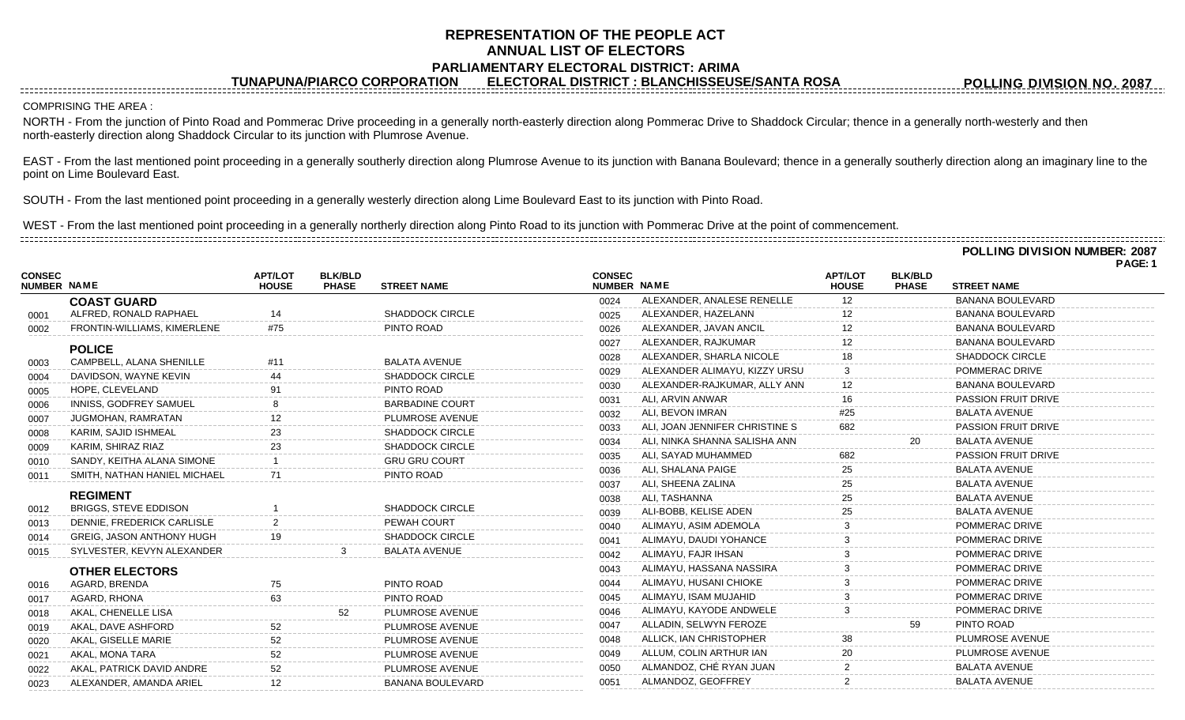# REPRESENTATION OF THE PEOPLE ACT
## ANNUAL LIST OF ELECTORS
### PARLIAMENTARY ELECTORAL DISTRICT: ARIMA

**TUNAPUNA/PIARCO CORPORATION** **ELECTORAL DISTRICT : BLANCHISSEUSE/SANTA ROSA** **POLLING DIVISION NO. 2087**

COMPRISING THE AREA :

NORTH - From the junction of Pinto Road and Pommerac Drive proceeding in a generally north-easterly direction along Pommerac Drive to Shaddock Circular; thence in a generally north-westerly and then north-easterly direction along Shaddock Circular to its junction with Plumrose Avenue.

EAST - From the last mentioned point proceeding in a generally southerly direction along Plumrose Avenue to its junction with Banana Boulevard; thence in a generally southerly direction along an imaginary line to the point on Lime Boulevard East.

SOUTH - From the last mentioned point proceeding in a generally westerly direction along Lime Boulevard East to its junction with Pinto Road.

WEST - From the last mentioned point proceeding in a generally northerly direction along Pinto Road to its junction with Pommerac Drive at the point of commencement.

**POLLING DIVISION NUMBER: 2087**

| CONSEC NUMBER | NAME | APT/LOT HOUSE | BLK/BLD PHASE | STREET NAME |
|---|---|---|---|---|
| | **COAST GUARD** | | | |
| 0001 | ALFRED, RONALD RAPHAEL | 14 | | SHADDOCK CIRCLE |
| 0002 | FRONTIN-WILLIAMS, KIMERLENE | #75 | | PINTO ROAD |
| | **POLICE** | | | |
| 0003 | CAMPBELL, ALANA SHENILLE | #11 | | BALATA AVENUE |
| 0004 | DAVIDSON, WAYNE KEVIN | 44 | | SHADDOCK CIRCLE |
| 0005 | HOPE, CLEVELAND | 91 | | PINTO ROAD |
| 0006 | INNISS, GODFREY SAMUEL | 8 | | BARBADINE COURT |
| 0007 | JUGMOHAN, RAMRATAN | 12 | | PLUMROSE AVENUE |
| 0008 | KARIM, SAJID ISHMEAL | 23 | | SHADDOCK CIRCLE |
| 0009 | KARIM, SHIRAZ RIAZ | 23 | | SHADDOCK CIRCLE |
| 0010 | SANDY, KEITHA ALANA SIMONE | 1 | | GRU GRU COURT |
| 0011 | SMITH, NATHAN HANIEL MICHAEL | 71 | | PINTO ROAD |
| | **REGIMENT** | | | |
| 0012 | BRIGGS, STEVE EDDISON | 1 | | SHADDOCK CIRCLE |
| 0013 | DENNIE, FREDERICK CARLISLE | 2 | | PEWAH COURT |
| 0014 | GREIG, JASON ANTHONY HUGH | 19 | | SHADDOCK CIRCLE |
| 0015 | SYLVESTER, KEVYN ALEXANDER | | 3 | BALATA AVENUE |
| | **OTHER ELECTORS** | | | |
| 0016 | AGARD, BRENDA | 75 | | PINTO ROAD |
| 0017 | AGARD, RHONA | 63 | | PINTO ROAD |
| 0018 | AKAL, CHENELLE LISA | | 52 | PLUMROSE AVENUE |
| 0019 | AKAL, DAVE ASHFORD | 52 | | PLUMROSE AVENUE |
| 0020 | AKAL, GISELLE MARIE | 52 | | PLUMROSE AVENUE |
| 0021 | AKAL, MONA TARA | 52 | | PLUMROSE AVENUE |
| 0022 | AKAL, PATRICK DAVID ANDRE | 52 | | PLUMROSE AVENUE |
| 0023 | ALEXANDER, AMANDA ARIEL | 12 | | BANANA BOULEVARD |
| 0024 | ALEXANDER, ANALESE RENELLE | 12 | | BANANA BOULEVARD |
| 0025 | ALEXANDER, HAZELANN | 12 | | BANANA BOULEVARD |
| 0026 | ALEXANDER, JAVAN ANCIL | 12 | | BANANA BOULEVARD |
| 0027 | ALEXANDER, RAJKUMAR | 12 | | BANANA BOULEVARD |
| 0028 | ALEXANDER, SHARLA NICOLE | 18 | | SHADDOCK CIRCLE |
| 0029 | ALEXANDER ALIMAYU, KIZZY URSU | 3 | | POMMERAC DRIVE |
| 0030 | ALEXANDER-RAJKUMAR, ALLY ANN | 12 | | BANANA BOULEVARD |
| 0031 | ALI, ARVIN ANWAR | 16 | | PASSION FRUIT DRIVE |
| 0032 | ALI, BEVON IMRAN | #25 | | BALATA AVENUE |
| 0033 | ALI, JOAN JENNIFER CHRISTINE S | 682 | | PASSION FRUIT DRIVE |
| 0034 | ALI, NINKA SHANNA SALISHA ANN | | 20 | BALATA AVENUE |
| 0035 | ALI, SAYAD MUHAMMED | 682 | | PASSION FRUIT DRIVE |
| 0036 | ALI, SHALANA PAIGE | 25 | | BALATA AVENUE |
| 0037 | ALI, SHEENA ZALINA | 25 | | BALATA AVENUE |
| 0038 | ALI, TASHANNA | 25 | | BALATA AVENUE |
| 0039 | ALI-BOBB, KELISE ADEN | 25 | | BALATA AVENUE |
| 0040 | ALIMAYU, ASIM ADEMOLA | 3 | | POMMERAC DRIVE |
| 0041 | ALIMAYU, DAUDI YOHANCE | 3 | | POMMERAC DRIVE |
| 0042 | ALIMAYU, FAJR IHSAN | 3 | | POMMERAC DRIVE |
| 0043 | ALIMAYU, HASSANA NASSIRA | 3 | | POMMERAC DRIVE |
| 0044 | ALIMAYU, HUSANI CHIOKE | 3 | | POMMERAC DRIVE |
| 0045 | ALIMAYU, ISAM MUJAHID | 3 | | POMMERAC DRIVE |
| 0046 | ALIMAYU, KAYODE ANDWELE | 3 | | POMMERAC DRIVE |
| 0047 | ALLADIN, SELWYN FEROZE | | 59 | PINTO ROAD |
| 0048 | ALLICK, IAN CHRISTOPHER | 38 | | PLUMROSE AVENUE |
| 0049 | ALLUM, COLIN ARTHUR IAN | 20 | | PLUMROSE AVENUE |
| 0050 | ALMANDOZ, CHÉ RYAN JUAN | 2 | | BALATA AVENUE |
| 0051 | ALMANDOZ, GEOFFREY | 2 | | BALATA AVENUE |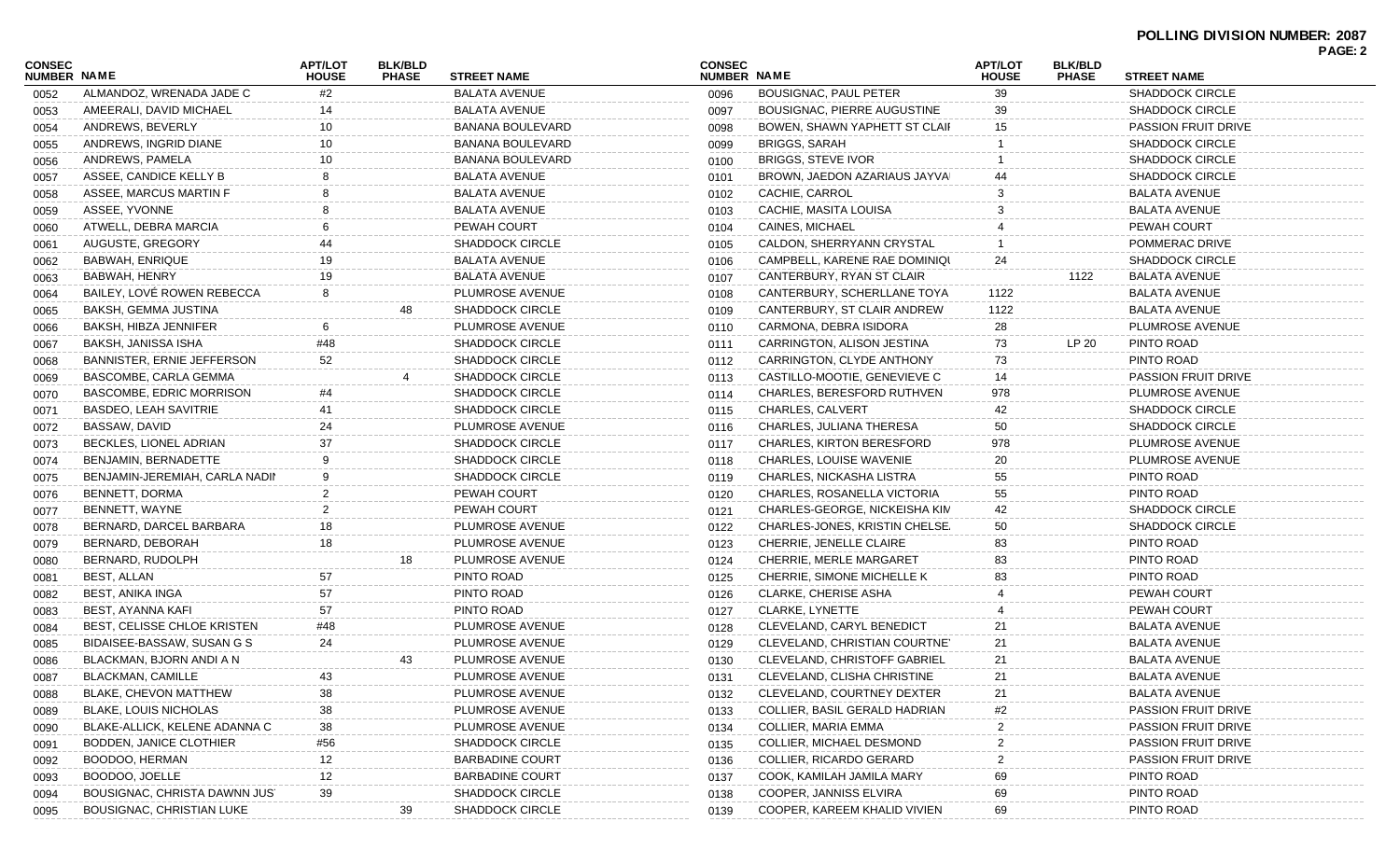**POLLING DIVISION NUMBER: 2087**

| CONSEC NUMBER | NAME | APT/LOT HOUSE | BLK/BLD PHASE | STREET NAME |
|---|---|---|---|---|
| 0052 | ALMANDOZ, WRENADA JADE C | #2 | | BALATA AVENUE |
| 0053 | AMEERALI, DAVID MICHAEL | 14 | | BALATA AVENUE |
| 0054 | ANDREWS, BEVERLY | 10 | | BANANA BOULEVARD |
| 0055 | ANDREWS, INGRID DIANE | 10 | | BANANA BOULEVARD |
| 0056 | ANDREWS, PAMELA | 10 | | BANANA BOULEVARD |
| 0057 | ASSEE, CANDICE KELLY B | 8 | | BALATA AVENUE |
| 0058 | ASSEE, MARCUS MARTIN F | 8 | | BALATA AVENUE |
| 0059 | ASSEE, YVONNE | 8 | | BALATA AVENUE |
| 0060 | ATWELL, DEBRA MARCIA | 6 | | PEWAH COURT |
| 0061 | AUGUSTE, GREGORY | 44 | | SHADDOCK CIRCLE |
| 0062 | BABWAH, ENRIQUE | 19 | | BALATA AVENUE |
| 0063 | BABWAH, HENRY | 19 | | BALATA AVENUE |
| 0064 | BAILEY, LOVÉ ROWEN REBECCA | 8 | | PLUMROSE AVENUE |
| 0065 | BAKSH, GEMMA JUSTINA | | 48 | SHADDOCK CIRCLE |
| 0066 | BAKSH, HIBZA JENNIFER | 6 | | PLUMROSE AVENUE |
| 0067 | BAKSH, JANISSA ISHA | #48 | | SHADDOCK CIRCLE |
| 0068 | BANNISTER, ERNIE JEFFERSON | 52 | | SHADDOCK CIRCLE |
| 0069 | BASCOMBE, CARLA GEMMA | | 4 | SHADDOCK CIRCLE |
| 0070 | BASCOMBE, EDRIC MORRISON | #4 | | SHADDOCK CIRCLE |
| 0071 | BASDEO, LEAH SAVITRIE | 41 | | SHADDOCK CIRCLE |
| 0072 | BASSAW, DAVID | 24 | | PLUMROSE AVENUE |
| 0073 | BECKLES, LIONEL ADRIAN | 37 | | SHADDOCK CIRCLE |
| 0074 | BENJAMIN, BERNADETTE | 9 | | SHADDOCK CIRCLE |
| 0075 | BENJAMIN-JEREMIAH, CARLA NADII | 9 | | SHADDOCK CIRCLE |
| 0076 | BENNETT, DORMA | 2 | | PEWAH COURT |
| 0077 | BENNETT, WAYNE | 2 | | PEWAH COURT |
| 0078 | BERNARD, DARCEL BARBARA | 18 | | PLUMROSE AVENUE |
| 0079 | BERNARD, DEBORAH | 18 | | PLUMROSE AVENUE |
| 0080 | BERNARD, RUDOLPH | | 18 | PLUMROSE AVENUE |
| 0081 | BEST, ALLAN | 57 | | PINTO ROAD |
| 0082 | BEST, ANIKA INGA | 57 | | PINTO ROAD |
| 0083 | BEST, AYANNA KAFI | 57 | | PINTO ROAD |
| 0084 | BEST, CELISSE CHLOE KRISTEN | #48 | | PLUMROSE AVENUE |
| 0085 | BIDAISEE-BASSAW, SUSAN G S | 24 | | PLUMROSE AVENUE |
| 0086 | BLACKMAN, BJORN ANDI A N | | 43 | PLUMROSE AVENUE |
| 0087 | BLACKMAN, CAMILLE | 43 | | PLUMROSE AVENUE |
| 0088 | BLAKE, CHEVON MATTHEW | 38 | | PLUMROSE AVENUE |
| 0089 | BLAKE, LOUIS NICHOLAS | 38 | | PLUMROSE AVENUE |
| 0090 | BLAKE-ALLICK, KELENE ADANNA C | 38 | | PLUMROSE AVENUE |
| 0091 | BODDEN, JANICE CLOTHIER | #56 | | SHADDOCK CIRCLE |
| 0092 | BOODOO, HERMAN | 12 | | BARBADINE COURT |
| 0093 | BOODOO, JOELLE | 12 | | BARBADINE COURT |
| 0094 | BOUSIGNAC, CHRISTA DAWNN JUS | 39 | | SHADDOCK CIRCLE |
| 0095 | BOUSIGNAC, CHRISTIAN LUKE | | 39 | SHADDOCK CIRCLE |
| 0096 | BOUSIGNAC, PAUL PETER | 39 | | SHADDOCK CIRCLE |
| 0097 | BOUSIGNAC, PIERRE AUGUSTINE | 39 | | SHADDOCK CIRCLE |
| 0098 | BOWEN, SHAWN YAPHETT ST CLAII | 15 | | PASSION FRUIT DRIVE |
| 0099 | BRIGGS, SARAH | 1 | | SHADDOCK CIRCLE |
| 0100 | BRIGGS, STEVE IVOR | 1 | | SHADDOCK CIRCLE |
| 0101 | BROWN, JAEDON AZARIAUS JAYVA | 44 | | SHADDOCK CIRCLE |
| 0102 | CACHIE, CARROL | 3 | | BALATA AVENUE |
| 0103 | CACHIE, MASITA LOUISA | 3 | | BALATA AVENUE |
| 0104 | CAINES, MICHAEL | 4 | | PEWAH COURT |
| 0105 | CALDON, SHERRYANN CRYSTAL | 1 | | POMMERAC DRIVE |
| 0106 | CAMPBELL, KARENE RAE DOMINIQU | 24 | | SHADDOCK CIRCLE |
| 0107 | CANTERBURY, RYAN ST CLAIR | | 1122 | BALATA AVENUE |
| 0108 | CANTERBURY, SCHERLLANE TOYA | 1122 | | BALATA AVENUE |
| 0109 | CANTERBURY, ST CLAIR ANDREW | 1122 | | BALATA AVENUE |
| 0110 | CARMONA, DEBRA ISIDORA | 28 | | PLUMROSE AVENUE |
| 0111 | CARRINGTON, ALISON JESTINA | 73 | LP 20 | PINTO ROAD |
| 0112 | CARRINGTON, CLYDE ANTHONY | 73 | | PINTO ROAD |
| 0113 | CASTILLO-MOOTIE, GENEVIEVE C | 14 | | PASSION FRUIT DRIVE |
| 0114 | CHARLES, BERESFORD RUTHVEN | 978 | | PLUMROSE AVENUE |
| 0115 | CHARLES, CALVERT | 42 | | SHADDOCK CIRCLE |
| 0116 | CHARLES, JULIANA THERESA | 50 | | SHADDOCK CIRCLE |
| 0117 | CHARLES, KIRTON BERESFORD | 978 | | PLUMROSE AVENUE |
| 0118 | CHARLES, LOUISE WAVENIE | 20 | | PLUMROSE AVENUE |
| 0119 | CHARLES, NICKASHA LISTRA | 55 | | PINTO ROAD |
| 0120 | CHARLES, ROSANELLA VICTORIA | 55 | | PINTO ROAD |
| 0121 | CHARLES-GEORGE, NICKEISHA KIN | 42 | | SHADDOCK CIRCLE |
| 0122 | CHARLES-JONES, KRISTIN CHELSE | 50 | | SHADDOCK CIRCLE |
| 0123 | CHERRIE, JENELLE CLAIRE | 83 | | PINTO ROAD |
| 0124 | CHERRIE, MERLE MARGARET | 83 | | PINTO ROAD |
| 0125 | CHERRIE, SIMONE MICHELLE K | 83 | | PINTO ROAD |
| 0126 | CLARKE, CHERISE ASHA | 4 | | PEWAH COURT |
| 0127 | CLARKE, LYNETTE | 4 | | PEWAH COURT |
| 0128 | CLEVELAND, CARYL BENEDICT | 21 | | BALATA AVENUE |
| 0129 | CLEVELAND, CHRISTIAN COURTNE | 21 | | BALATA AVENUE |
| 0130 | CLEVELAND, CHRISTOFF GABRIEL | 21 | | BALATA AVENUE |
| 0131 | CLEVELAND, CLISHA CHRISTINE | 21 | | BALATA AVENUE |
| 0132 | CLEVELAND, COURTNEY DEXTER | 21 | | BALATA AVENUE |
| 0133 | COLLIER, BASIL GERALD HADRIAN | #2 | | PASSION FRUIT DRIVE |
| 0134 | COLLIER, MARIA EMMA | 2 | | PASSION FRUIT DRIVE |
| 0135 | COLLIER, MICHAEL DESMOND | 2 | | PASSION FRUIT DRIVE |
| 0136 | COLLIER, RICARDO GERARD | 2 | | PASSION FRUIT DRIVE |
| 0137 | COOK, KAMILAH JAMILA MARY | 69 | | PINTO ROAD |
| 0138 | COOPER, JANNISS ELVIRA | 69 | | PINTO ROAD |
| 0139 | COOPER, KAREEM KHALID VIVIEN | 69 | | PINTO ROAD |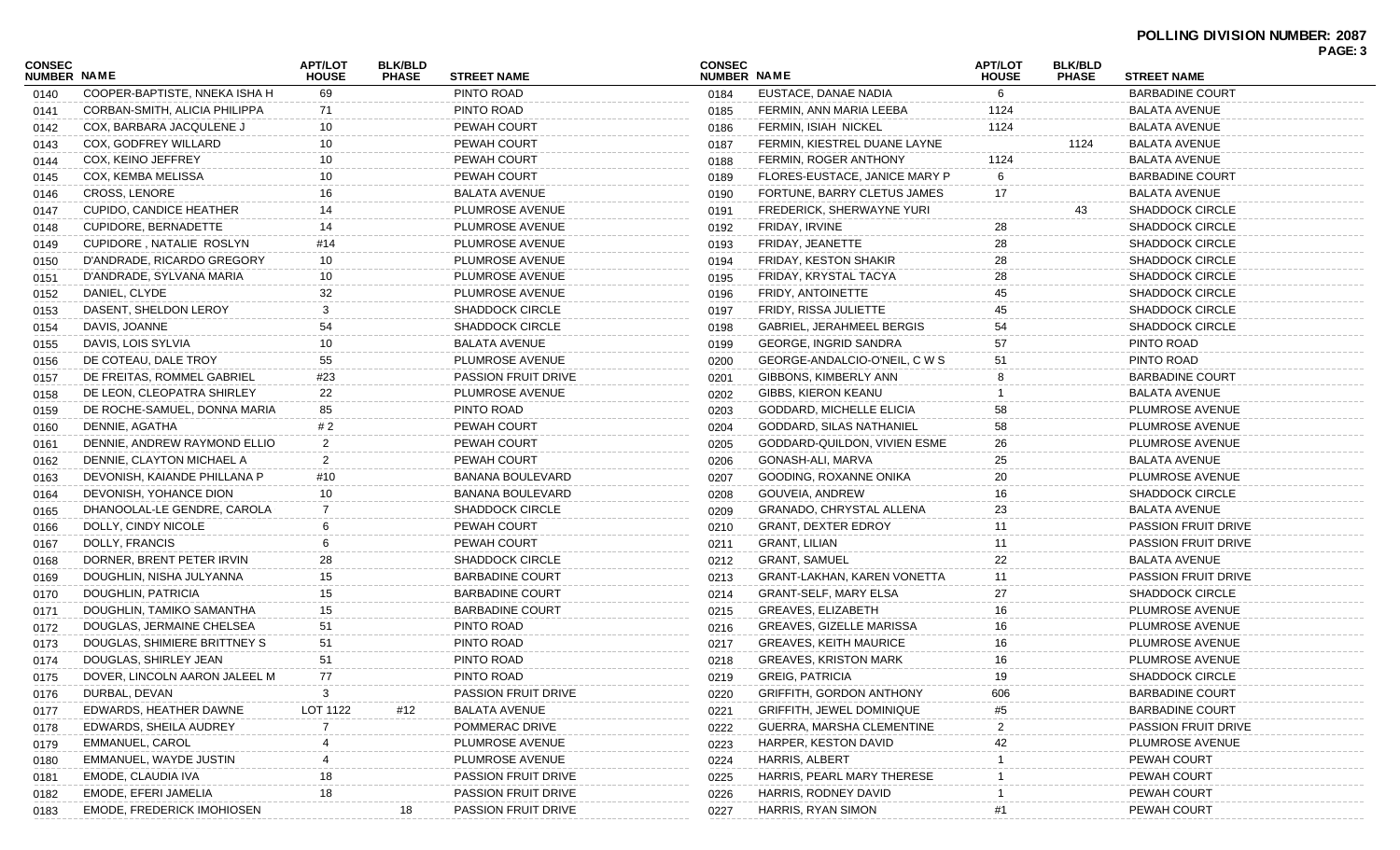**POLLING DIVISION NUMBER: 2087**

| CONSEC NUMBER | NAME | APT/LOT HOUSE | BLK/BLD PHASE | STREET NAME |
|---|---|---|---|---|
| 0140 | COOPER-BAPTISTE, NNEKA ISHA H | 69 | | PINTO ROAD |
| 0141 | CORBAN-SMITH, ALICIA PHILIPPA | 71 | | PINTO ROAD |
| 0142 | COX, BARBARA JACQULENE J | 10 | | PEWAH COURT |
| 0143 | COX, GODFREY WILLARD | 10 | | PEWAH COURT |
| 0144 | COX, KEINO JEFFREY | 10 | | PEWAH COURT |
| 0145 | COX, KEMBA MELISSA | 10 | | PEWAH COURT |
| 0146 | CROSS, LENORE | 16 | | BALATA AVENUE |
| 0147 | CUPIDO, CANDICE HEATHER | 14 | | PLUMROSE AVENUE |
| 0148 | CUPIDORE, BERNADETTE | 14 | | PLUMROSE AVENUE |
| 0149 | CUPIDORE , NATALIE ROSLYN | #14 | | PLUMROSE AVENUE |
| 0150 | D'ANDRADE, RICARDO GREGORY | 10 | | PLUMROSE AVENUE |
| 0151 | D'ANDRADE, SYLVANA MARIA | 10 | | PLUMROSE AVENUE |
| 0152 | DANIEL, CLYDE | 32 | | PLUMROSE AVENUE |
| 0153 | DASENT, SHELDON LEROY | 3 | | SHADDOCK CIRCLE |
| 0154 | DAVIS, JOANNE | 54 | | SHADDOCK CIRCLE |
| 0155 | DAVIS, LOIS SYLVIA | 10 | | BALATA AVENUE |
| 0156 | DE COTEAU, DALE TROY | 55 | | PLUMROSE AVENUE |
| 0157 | DE FREITAS, ROMMEL GABRIEL | #23 | | PASSION FRUIT DRIVE |
| 0158 | DE LEON, CLEOPATRA SHIRLEY | 22 | | PLUMROSE AVENUE |
| 0159 | DE ROCHE-SAMUEL, DONNA MARIA | 85 | | PINTO ROAD |
| 0160 | DENNIE, AGATHA | # 2 | | PEWAH COURT |
| 0161 | DENNIE, ANDREW RAYMOND ELLIO | 2 | | PEWAH COURT |
| 0162 | DENNIE, CLAYTON MICHAEL A | 2 | | PEWAH COURT |
| 0163 | DEVONISH, KAIANDE PHILLANA P | #10 | | BANANA BOULEVARD |
| 0164 | DEVONISH, YOHANCE DION | 10 | | BANANA BOULEVARD |
| 0165 | DHANOOLAL-LE GENDRE, CAROLA | 7 | | SHADDOCK CIRCLE |
| 0166 | DOLLY, CINDY NICOLE | 6 | | PEWAH COURT |
| 0167 | DOLLY, FRANCIS | 6 | | PEWAH COURT |
| 0168 | DORNER, BRENT PETER IRVIN | 28 | | SHADDOCK CIRCLE |
| 0169 | DOUGHLIN, NISHA JULYANNA | 15 | | BARBADINE COURT |
| 0170 | DOUGHLIN, PATRICIA | 15 | | BARBADINE COURT |
| 0171 | DOUGHLIN, TAMIKO SAMANTHA | 15 | | BARBADINE COURT |
| 0172 | DOUGLAS, JERMAINE CHELSEA | 51 | | PINTO ROAD |
| 0173 | DOUGLAS, SHIMIERE BRITTNEY S | 51 | | PINTO ROAD |
| 0174 | DOUGLAS, SHIRLEY JEAN | 51 | | PINTO ROAD |
| 0175 | DOVER, LINCOLN AARON JALEEL M | 77 | | PINTO ROAD |
| 0176 | DURBAL, DEVAN | 3 | | PASSION FRUIT DRIVE |
| 0177 | EDWARDS, HEATHER DAWNE | LOT 1122 | #12 | BALATA AVENUE |
| 0178 | EDWARDS, SHEILA AUDREY | 7 | | POMMERAC DRIVE |
| 0179 | EMMANUEL, CAROL | 4 | | PLUMROSE AVENUE |
| 0180 | EMMANUEL, WAYDE JUSTIN | 4 | | PLUMROSE AVENUE |
| 0181 | EMODE, CLAUDIA IVA | 18 | | PASSION FRUIT DRIVE |
| 0182 | EMODE, EFERI JAMELIA | 18 | | PASSION FRUIT DRIVE |
| 0183 | EMODE, FREDERICK IMOHIOSEN | | 18 | PASSION FRUIT DRIVE |
| 0184 | EUSTACE, DANAE NADIA | 6 | | BARBADINE COURT |
| 0185 | FERMIN, ANN MARIA LEEBA | 1124 | | BALATA AVENUE |
| 0186 | FERMIN, ISIAH NICKEL | 1124 | | BALATA AVENUE |
| 0187 | FERMIN, KIESTREL DUANE LAYNE | | 1124 | BALATA AVENUE |
| 0188 | FERMIN, ROGER ANTHONY | 1124 | | BALATA AVENUE |
| 0189 | FLORES-EUSTACE, JANICE MARY P | 6 | | BARBADINE COURT |
| 0190 | FORTUNE, BARRY CLETUS JAMES | 17 | | BALATA AVENUE |
| 0191 | FREDERICK, SHERWAYNE YURI | | 43 | SHADDOCK CIRCLE |
| 0192 | FRIDAY, IRVINE | 28 | | SHADDOCK CIRCLE |
| 0193 | FRIDAY, JEANETTE | 28 | | SHADDOCK CIRCLE |
| 0194 | FRIDAY, KESTON SHAKIR | 28 | | SHADDOCK CIRCLE |
| 0195 | FRIDAY, KRYSTAL TACYA | 28 | | SHADDOCK CIRCLE |
| 0196 | FRIDY, ANTOINETTE | 45 | | SHADDOCK CIRCLE |
| 0197 | FRIDY, RISSA JULIETTE | 45 | | SHADDOCK CIRCLE |
| 0198 | GABRIEL, JERAHMEEL BERGIS | 54 | | SHADDOCK CIRCLE |
| 0199 | GEORGE, INGRID SANDRA | 57 | | PINTO ROAD |
| 0200 | GEORGE-ANDALCIO-O'NEIL, C W S | 51 | | PINTO ROAD |
| 0201 | GIBBONS, KIMBERLY ANN | 8 | | BARBADINE COURT |
| 0202 | GIBBS, KIERON KEANU | 1 | | BALATA AVENUE |
| 0203 | GODDARD, MICHELLE ELICIA | 58 | | PLUMROSE AVENUE |
| 0204 | GODDARD, SILAS NATHANIEL | 58 | | PLUMROSE AVENUE |
| 0205 | GODDARD-QUILDON, VIVIEN ESME | 26 | | PLUMROSE AVENUE |
| 0206 | GONASH-ALI, MARVA | 25 | | BALATA AVENUE |
| 0207 | GOODING, ROXANNE ONIKA | 20 | | PLUMROSE AVENUE |
| 0208 | GOUVEIA, ANDREW | 16 | | SHADDOCK CIRCLE |
| 0209 | GRANADO, CHRYSTAL ALLENA | 23 | | BALATA AVENUE |
| 0210 | GRANT, DEXTER EDROY | 11 | | PASSION FRUIT DRIVE |
| 0211 | GRANT, LILIAN | 11 | | PASSION FRUIT DRIVE |
| 0212 | GRANT, SAMUEL | 22 | | BALATA AVENUE |
| 0213 | GRANT-LAKHAN, KAREN VONETTA | 11 | | PASSION FRUIT DRIVE |
| 0214 | GRANT-SELF, MARY ELSA | 27 | | SHADDOCK CIRCLE |
| 0215 | GREAVES, ELIZABETH | 16 | | PLUMROSE AVENUE |
| 0216 | GREAVES, GIZELLE MARISSA | 16 | | PLUMROSE AVENUE |
| 0217 | GREAVES, KEITH MAURICE | 16 | | PLUMROSE AVENUE |
| 0218 | GREAVES, KRISTON MARK | 16 | | PLUMROSE AVENUE |
| 0219 | GREIG, PATRICIA | 19 | | SHADDOCK CIRCLE |
| 0220 | GRIFFITH, GORDON ANTHONY | 606 | | BARBADINE COURT |
| 0221 | GRIFFITH, JEWEL DOMINIQUE | #5 | | BARBADINE COURT |
| 0222 | GUERRA, MARSHA CLEMENTINE | 2 | | PASSION FRUIT DRIVE |
| 0223 | HARPER, KESTON DAVID | 42 | | PLUMROSE AVENUE |
| 0224 | HARRIS, ALBERT | 1 | | PEWAH COURT |
| 0225 | HARRIS, PEARL MARY THERESE | 1 | | PEWAH COURT |
| 0226 | HARRIS, RODNEY DAVID | 1 | | PEWAH COURT |
| 0227 | HARRIS, RYAN SIMON | #1 | | PEWAH COURT |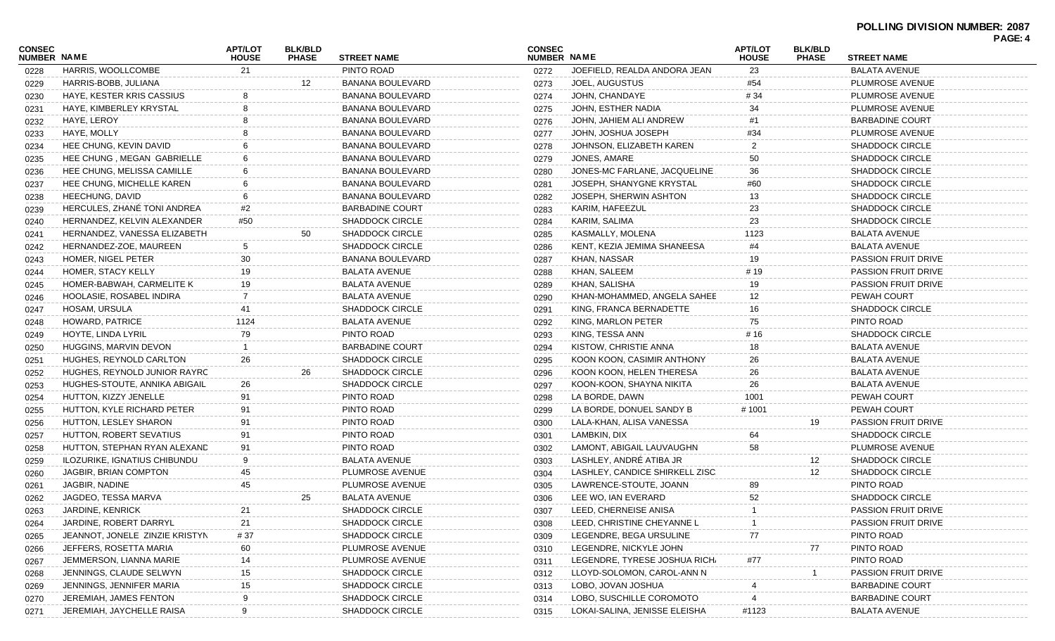**POLLING DIVISION NUMBER: 2087**

| CONSEC NUMBER | NAME | APT/LOT HOUSE | BLK/BLD PHASE | STREET NAME |
|---|---|---|---|---|
| 0228 | HARRIS, WOOLLCOMBE | 21 | | PINTO ROAD |
| 0229 | HARRIS-BOBB, JULIANA | | 12 | BANANA BOULEVARD |
| 0230 | HAYE, KESTER KRIS CASSIUS | 8 | | BANANA BOULEVARD |
| 0231 | HAYE, KIMBERLEY KRYSTAL | 8 | | BANANA BOULEVARD |
| 0232 | HAYE, LEROY | 8 | | BANANA BOULEVARD |
| 0233 | HAYE, MOLLY | 8 | | BANANA BOULEVARD |
| 0234 | HEE CHUNG, KEVIN DAVID | 6 | | BANANA BOULEVARD |
| 0235 | HEE CHUNG , MEGAN GABRIELLE | 6 | | BANANA BOULEVARD |
| 0236 | HEE CHUNG, MELISSA CAMILLE | 6 | | BANANA BOULEVARD |
| 0237 | HEE CHUNG, MICHELLE KAREN | 6 | | BANANA BOULEVARD |
| 0238 | HEECHUNG, DAVID | 6 | | BANANA BOULEVARD |
| 0239 | HERCULES, ZHANÉ TONI ANDREA | #2 | | BARBADINE COURT |
| 0240 | HERNANDEZ, KELVIN ALEXANDER | #50 | | SHADDOCK CIRCLE |
| 0241 | HERNANDEZ, VANESSA ELIZABETH | | 50 | SHADDOCK CIRCLE |
| 0242 | HERNANDEZ-ZOE, MAUREEN | 5 | | SHADDOCK CIRCLE |
| 0243 | HOMER, NIGEL PETER | 30 | | BANANA BOULEVARD |
| 0244 | HOMER, STACY KELLY | 19 | | BALATA AVENUE |
| 0245 | HOMER-BABWAH, CARMELITE K | 19 | | BALATA AVENUE |
| 0246 | HOOLASIE, ROSABEL INDIRA | 7 | | BALATA AVENUE |
| 0247 | HOSAM, URSULA | 41 | | SHADDOCK CIRCLE |
| 0248 | HOWARD, PATRICE | 1124 | | BALATA AVENUE |
| 0249 | HOYTE, LINDA LYRIL | 79 | | PINTO ROAD |
| 0250 | HUGGINS, MARVIN DEVON | 1 | | BARBADINE COURT |
| 0251 | HUGHES, REYNOLD CARLTON | 26 | | SHADDOCK CIRCLE |
| 0252 | HUGHES, REYNOLD JUNIOR RAYRC | | 26 | SHADDOCK CIRCLE |
| 0253 | HUGHES-STOUTE, ANNIKA ABIGAIL | 26 | | SHADDOCK CIRCLE |
| 0254 | HUTTON, KIZZY JENELLE | 91 | | PINTO ROAD |
| 0255 | HUTTON, KYLE RICHARD PETER | 91 | | PINTO ROAD |
| 0256 | HUTTON, LESLEY SHARON | 91 | | PINTO ROAD |
| 0257 | HUTTON, ROBERT SEVATIUS | 91 | | PINTO ROAD |
| 0258 | HUTTON, STEPHAN RYAN ALEXANC | 91 | | PINTO ROAD |
| 0259 | ILOZURIKE, IGNATIUS CHIBUNDU | 9 | | BALATA AVENUE |
| 0260 | JAGBIR, BRIAN COMPTON | 45 | | PLUMROSE AVENUE |
| 0261 | JAGBIR, NADINE | 45 | | PLUMROSE AVENUE |
| 0262 | JAGDEO, TESSA MARVA | | 25 | BALATA AVENUE |
| 0263 | JARDINE, KENRICK | 21 | | SHADDOCK CIRCLE |
| 0264 | JARDINE, ROBERT DARRYL | 21 | | SHADDOCK CIRCLE |
| 0265 | JEANNOT, JONELE ZINZIE KRISTYN | # 37 | | SHADDOCK CIRCLE |
| 0266 | JEFFERS, ROSETTA MARIA | 60 | | PLUMROSE AVENUE |
| 0267 | JEMMERSON, LIANNA MARIE | 14 | | PLUMROSE AVENUE |
| 0268 | JENNINGS, CLAUDE SELWYN | 15 | | SHADDOCK CIRCLE |
| 0269 | JENNINGS, JENNIFER MARIA | 15 | | SHADDOCK CIRCLE |
| 0270 | JEREMIAH, JAMES FENTON | 9 | | SHADDOCK CIRCLE |
| 0271 | JEREMIAH, JAYCHELLE RAISA | 9 | | SHADDOCK CIRCLE |
| 0272 | JOEFIELD, REALDA ANDORA JEAN | 23 | | BALATA AVENUE |
| 0273 | JOEL, AUGUSTUS | #54 | | PLUMROSE AVENUE |
| 0274 | JOHN, CHANDAYE | # 34 | | PLUMROSE AVENUE |
| 0275 | JOHN, ESTHER NADIA | 34 | | PLUMROSE AVENUE |
| 0276 | JOHN, JAHIEM ALI ANDREW | #1 | | BARBADINE COURT |
| 0277 | JOHN, JOSHUA JOSEPH | #34 | | PLUMROSE AVENUE |
| 0278 | JOHNSON, ELIZABETH KAREN | 2 | | SHADDOCK CIRCLE |
| 0279 | JONES, AMARE | 50 | | SHADDOCK CIRCLE |
| 0280 | JONES-MC FARLANE, JACQUELINE | 36 | | SHADDOCK CIRCLE |
| 0281 | JOSEPH, SHANYGNE KRYSTAL | #60 | | SHADDOCK CIRCLE |
| 0282 | JOSEPH, SHERWIN ASHTON | 13 | | SHADDOCK CIRCLE |
| 0283 | KARIM, HAFEEZUL | 23 | | SHADDOCK CIRCLE |
| 0284 | KARIM, SALIMA | 23 | | SHADDOCK CIRCLE |
| 0285 | KASMALLY, MOLENA | 1123 | | BALATA AVENUE |
| 0286 | KENT, KEZIA JEMIMA SHANEESA | #4 | | BALATA AVENUE |
| 0287 | KHAN, NASSAR | 19 | | PASSION FRUIT DRIVE |
| 0288 | KHAN, SALEEM | # 19 | | PASSION FRUIT DRIVE |
| 0289 | KHAN, SALISHA | 19 | | PASSION FRUIT DRIVE |
| 0290 | KHAN-MOHAMMED, ANGELA SAHEE | 12 | | PEWAH COURT |
| 0291 | KING, FRANCA BERNADETTE | 16 | | SHADDOCK CIRCLE |
| 0292 | KING, MARLON PETER | 75 | | PINTO ROAD |
| 0293 | KING, TESSA ANN | # 16 | | SHADDOCK CIRCLE |
| 0294 | KISTOW, CHRISTIE ANNA | 18 | | BALATA AVENUE |
| 0295 | KOON KOON, CASIMIR ANTHONY | 26 | | BALATA AVENUE |
| 0296 | KOON KOON, HELEN THERESA | 26 | | BALATA AVENUE |
| 0297 | KOON-KOON, SHAYNA NIKITA | 26 | | BALATA AVENUE |
| 0298 | LA BORDE, DAWN | 1001 | | PEWAH COURT |
| 0299 | LA BORDE, DONUEL SANDY B | # 1001 | | PEWAH COURT |
| 0300 | LALA-KHAN, ALISA VANESSA | | 19 | PASSION FRUIT DRIVE |
| 0301 | LAMBKIN, DIX | 64 | | SHADDOCK CIRCLE |
| 0302 | LAMONT, ABIGAIL LAUVAUGHN | 58 | | PLUMROSE AVENUE |
| 0303 | LASHLEY, ANDRÉ ATIBA JR | | 12 | SHADDOCK CIRCLE |
| 0304 | LASHLEY, CANDICE SHIRKELL ZISC | | 12 | SHADDOCK CIRCLE |
| 0305 | LAWRENCE-STOUTE, JOANN | 89 | | PINTO ROAD |
| 0306 | LEE WO, IAN EVERARD | 52 | | SHADDOCK CIRCLE |
| 0307 | LEED, CHERNEISE ANISA | 1 | | PASSION FRUIT DRIVE |
| 0308 | LEED, CHRISTINE CHEYANNE L | 1 | | PASSION FRUIT DRIVE |
| 0309 | LEGENDRE, BEGA URSULINE | 77 | | PINTO ROAD |
| 0310 | LEGENDRE, NICKYLE JOHN | | 77 | PINTO ROAD |
| 0311 | LEGENDRE, TYRESE JOSHUA RICH/ | #77 | | PINTO ROAD |
| 0312 | LLOYD-SOLOMON, CAROL-ANN N | | 1 | PASSION FRUIT DRIVE |
| 0313 | LOBO, JOVAN JOSHUA | 4 | | BARBADINE COURT |
| 0314 | LOBO, SUSCHILLE COROMOTO | 4 | | BARBADINE COURT |
| 0315 | LOKAI-SALINA, JENISSE ELEISHA | #1123 | | BALATA AVENUE |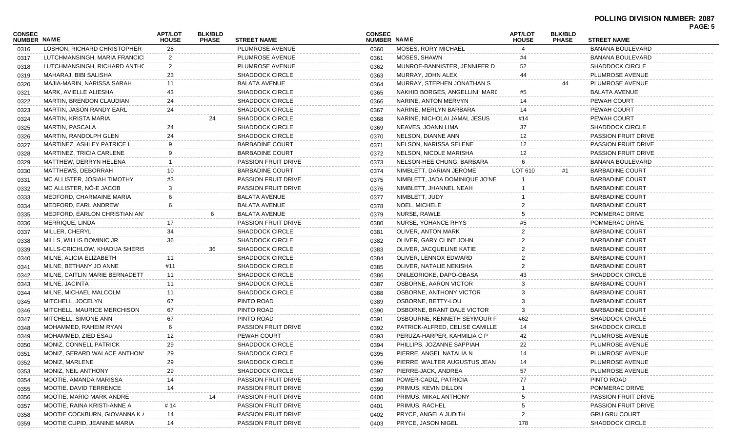**POLLING DIVISION NUMBER: 2087**

| CONSEC NUMBER | NAME | APT/LOT HOUSE | BLK/BLD PHASE | STREET NAME |
|---|---|---|---|---|
| 0316 | LOSHON, RICHARD CHRISTOPHER | 28 | | PLUMROSE AVENUE |
| 0317 | LUTCHMANSINGH, MARIA FRANCIS | 2 | | PLUMROSE AVENUE |
| 0318 | LUTCHMANSINGH, RICHARD ANTHO | 2 | | PLUMROSE AVENUE |
| 0319 | MAHARAJ, BIBI SALISHA | 23 | | SHADDOCK CIRCLE |
| 0320 | MAJIA-MARIN, NARISSA SARAH | 11 | | BALATA AVENUE |
| 0321 | MARK, AVIELLE ALIESHA | 43 | | SHADDOCK CIRCLE |
| 0322 | MARTIN, BRENDON CLAUDIAN | 24 | | SHADDOCK CIRCLE |
| 0323 | MARTIN, JASON RANDY EARL | 24 | | SHADDOCK CIRCLE |
| 0324 | MARTIN, KRISTA MARIA | | 24 | SHADDOCK CIRCLE |
| 0325 | MARTIN, PASCALA | 24 | | SHADDOCK CIRCLE |
| 0326 | MARTIN, RANDOLPH GLEN | 24 | | SHADDOCK CIRCLE |
| 0327 | MARTINEZ, ASHLEY PATRICE L | 9 | | BARBADINE COURT |
| 0328 | MARTINEZ, TRICIA CARLENE | 9 | | BARBADINE COURT |
| 0329 | MATTHEW, DERRYN HELENA | 1 | | PASSION FRUIT DRIVE |
| 0330 | MATTHEWS, DEBORRAH | 10 | | BARBADINE COURT |
| 0331 | MC ALLISTER, JOSIAH TIMOTHY | #3 | | PASSION FRUIT DRIVE |
| 0332 | MC ALLISTER, NÓ-E JACOB | 3 | | PASSION FRUIT DRIVE |
| 0333 | MEDFORD, CHARMAINE MARIA | 6 | | BALATA AVENUE |
| 0334 | MEDFORD, EARL ANDREW | 6 | | BALATA AVENUE |
| 0335 | MEDFORD, EARLON CHRISTIAN ANT | | 6 | BALATA AVENUE |
| 0336 | MERRIQUE, LINDA | 17 | | PASSION FRUIT DRIVE |
| 0337 | MILLER, CHERYL | 34 | | SHADDOCK CIRCLE |
| 0338 | MILLS, WILLIS DOMINIC JR | 36 | | SHADDOCK CIRCLE |
| 0339 | MILLS-CRICHLOW, KHADIJA SHERIS | | 36 | SHADDOCK CIRCLE |
| 0340 | MILNE, ALICIA ELIZABETH | 11 | | SHADDOCK CIRCLE |
| 0341 | MILNE, BETHANY JO ANNE | #11 | | SHADDOCK CIRCLE |
| 0342 | MILNE, CAITLIN MARIE BERNADETT | 11 | | SHADDOCK CIRCLE |
| 0343 | MILNE, JACINTA | 11 | | SHADDOCK CIRCLE |
| 0344 | MILNE, MICHAEL MALCOLM | 11 | | SHADDOCK CIRCLE |
| 0345 | MITCHELL, JOCELYN | 67 | | PINTO ROAD |
| 0346 | MITCHELL, MAURICE MERCHISON | 67 | | PINTO ROAD |
| 0347 | MITCHELL, SIMONE ANN | 67 | | PINTO ROAD |
| 0348 | MOHAMMED, RAHEIM RYAN | 6 | | PASSION FRUIT DRIVE |
| 0349 | MOHAMMED, ZIED ESAU | 12 | | PEWAH COURT |
| 0350 | MONIZ, CONNELL PATRICK | 29 | | SHADDOCK CIRCLE |
| 0351 | MONIZ, GERARD WALACE ANTHONY | 29 | | SHADDOCK CIRCLE |
| 0352 | MONIZ, MARLENE | 29 | | SHADDOCK CIRCLE |
| 0353 | MONIZ, NEIL ANTHONY | 29 | | SHADDOCK CIRCLE |
| 0354 | MOOTIE, AMANDA MARISSA | 14 | | PASSION FRUIT DRIVE |
| 0355 | MOOTIE, DAVID TERRENCE | 14 | | PASSION FRUIT DRIVE |
| 0356 | MOOTIE, MARIO MARK ANDRE | | 14 | PASSION FRUIT DRIVE |
| 0357 | MOOTIE, RAINA KRISTI-ANNE A | # 14 | | PASSION FRUIT DRIVE |
| 0358 | MOOTIE COCKBURN, GIOVANNA K / | 14 | | PASSION FRUIT DRIVE |
| 0359 | MOOTIE CUPID, JEANINE MARIA | 14 | | PASSION FRUIT DRIVE |
| 0360 | MOSES, RORY MICHAEL | 4 | | BANANA BOULEVARD |
| 0361 | MOSES, SHAWN | #4 | | BANANA BOULEVARD |
| 0362 | MUNROE-BANNISTER, JENNIFER D | 52 | | SHADDOCK CIRCLE |
| 0363 | MURRAY, JOHN ALEX | 44 | | PLUMROSE AVENUE |
| 0364 | MURRAY, STEPHEN JONATHAN S | | 44 | PLUMROSE AVENUE |
| 0365 | NAKHID BORGES, ANGELLINI MARC | #5 | | BALATA AVENUE |
| 0366 | NARINE, ANTON MERVYN | 14 | | PEWAH COURT |
| 0367 | NARINE, MERLYN BARBARA | 14 | | PEWAH COURT |
| 0368 | NARINE, NICHOLAI JAMAL JESUS | #14 | | PEWAH COURT |
| 0369 | NEAVES, JOANN LIMA | 37 | | SHADDOCK CIRCLE |
| 0370 | NELSON, DIANNE ANN | 12 | | PASSION FRUIT DRIVE |
| 0371 | NELSON, NARISSA SELENE | 12 | | PASSION FRUIT DRIVE |
| 0372 | NELSON, NICOLE MARISHA | 12 | | PASSION FRUIT DRIVE |
| 0373 | NELSON-HEE CHUNG, BARBARA | 6 | | BANANA BOULEVARD |
| 0374 | NIMBLETT, DARIAN JEROME | LOT 610 | #1 | BARBADINE COURT |
| 0375 | NIMBLETT, JADA DOMINIQUE JO'NE | 1 | | BARBADINE COURT |
| 0376 | NIMBLETT, JHANNEL NEAH | 1 | | BARBADINE COURT |
| 0377 | NIMBLETT, JUDY | 1 | | BARBADINE COURT |
| 0378 | NOEL, MICHELE | 2 | | BARBADINE COURT |
| 0379 | NURSE, RAWLE | 5 | | POMMERAC DRIVE |
| 0380 | NURSE, YOHANCE RHYS | #5 | | POMMERAC DRIVE |
| 0381 | OLIVER, ANTON MARK | 2 | | BARBADINE COURT |
| 0382 | OLIVER, GARY CLINT JOHN | 2 | | BARBADINE COURT |
| 0383 | OLIVER, JACQUELINE KATIE | 2 | | BARBADINE COURT |
| 0384 | OLIVER, LENNOX EDWARD | 2 | | BARBADINE COURT |
| 0385 | OLIVER, NATALIE NEKISHA | 2 | | BARBADINE COURT |
| 0386 | ONILEORIOKE, DAPO-OBASA | 43 | | SHADDOCK CIRCLE |
| 0387 | OSBORNE, AARON VICTOR | 3 | | BARBADINE COURT |
| 0388 | OSBORNE, ANTHONY VICTOR | 3 | | BARBADINE COURT |
| 0389 | OSBORNE, BETTY-LOU | 3 | | BARBADINE COURT |
| 0390 | OSBORNE, BRANT DALE VICTOR | 3 | | BARBADINE COURT |
| 0391 | OSBOURNE, KENNETH SEYMOUR F | #62 | | SHADDOCK CIRCLE |
| 0392 | PATRICK-ALFRED, CELISE CAMILLE | 14 | | SHADDOCK CIRCLE |
| 0393 | PERUZA-HARPER, KAHMILIA C P | 42 | | PLUMROSE AVENUE |
| 0394 | PHILLIPS, JOZANNE SAPPIAH | 22 | | PLUMROSE AVENUE |
| 0395 | PIERRE, ANGEL NATALIA N | 14 | | PLUMROSE AVENUE |
| 0396 | PIERRE, WALTER AUGUSTUS JEAN | 14 | | PLUMROSE AVENUE |
| 0397 | PIERRE-JACK, ANDREA | 57 | | PLUMROSE AVENUE |
| 0398 | POWER-CADIZ, PATRICIA | 77 | | PINTO ROAD |
| 0399 | PRIMUS, KEVIN DILLON | 1 | | POMMERAC DRIVE |
| 0400 | PRIMUS, MIKAL ANTHONY | 5 | | PASSION FRUIT DRIVE |
| 0401 | PRIMUS, RACHEL | 5 | | PASSION FRUIT DRIVE |
| 0402 | PRYCE, ANGELA JUDITH | 2 | | GRU GRU COURT |
| 0403 | PRYCE, JASON NIGEL | 178 | | SHADDOCK CIRCLE |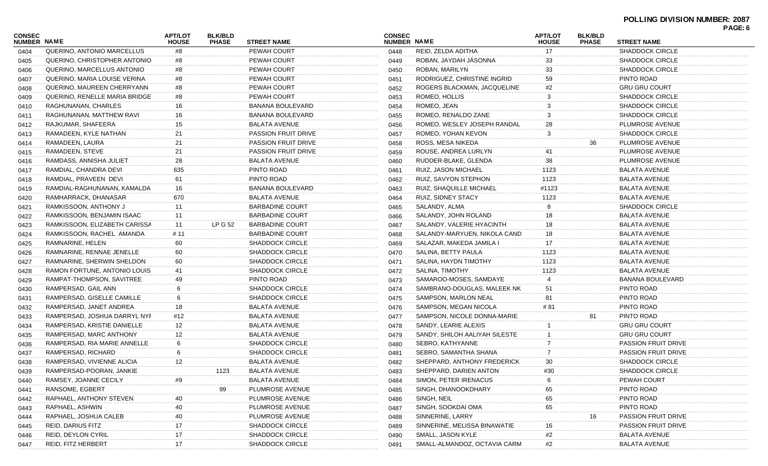**POLLING DIVISION NUMBER: 2087**

| CONSEC NUMBER | NAME | APT/LOT HOUSE | BLK/BLD PHASE | STREET NAME |
|---|---|---|---|---|
| 0404 | QUERINO, ANTONIO MARCELLUS | #8 | | PEWAH COURT |
| 0405 | QUERINO, CHRISTOPHER ANTONIO | #8 | | PEWAH COURT |
| 0406 | QUERINO, MARCELLUS ANTONIO | #8 | | PEWAH COURT |
| 0407 | QUERINO, MARIA LOUISE VERINA | #8 | | PEWAH COURT |
| 0408 | QUERINO, MAUREEN CHERRYANN | #8 | | PEWAH COURT |
| 0409 | QUERINO, RENELLE MARIA BRIDGE | #8 | | PEWAH COURT |
| 0410 | RAGHUNANAN, CHARLES | 16 | | BANANA BOULEVARD |
| 0411 | RAGHUNANAN, MATTHEW RAVI | 16 | | BANANA BOULEVARD |
| 0412 | RAJKUMAR, SHAFEERA | 15 | | BALATA AVENUE |
| 0413 | RAMADEEN, KYLE NATHAN | 21 | | PASSION FRUIT DRIVE |
| 0414 | RAMADEEN, LAURA | 21 | | PASSION FRUIT DRIVE |
| 0415 | RAMADEEN, STEVE | 21 | | PASSION FRUIT DRIVE |
| 0416 | RAMDASS, ANNISHA JULIET | 28 | | BALATA AVENUE |
| 0417 | RAMDIAL, CHANDRA DEVI | 635 | | PINTO ROAD |
| 0418 | RAMDIAL, PRAVEEN DEVI | 61 | | PINTO ROAD |
| 0419 | RAMDIAL-RAGHUNANAN, KAMALDA | 16 | | BANANA BOULEVARD |
| 0420 | RAMHARRACK, DHANASAR | 670 | | BALATA AVENUE |
| 0421 | RAMKISSOON, ANTHONY J | 11 | | BARBADINE COURT |
| 0422 | RAMKISSOON, BENJAMIN ISAAC | 11 | | BARBADINE COURT |
| 0423 | RAMKISSOON, ELIZABETH CARISSA | 11 | LP G 52 | BARBADINE COURT |
| 0424 | RAMKISSOON, RACHEL AMANDA | # 11 | | BARBADINE COURT |
| 0425 | RAMNARINE, HELEN | 60 | | SHADDOCK CIRCLE |
| 0426 | RAMNARINE, RENNAE JENELLE | 60 | | SHADDOCK CIRCLE |
| 0427 | RAMNARINE, SHERWIN SHELDON | 60 | | SHADDOCK CIRCLE |
| 0428 | RAMON FORTUNE, ANTONIO LOUIS | 41 | | SHADDOCK CIRCLE |
| 0429 | RAMPAT-THOMPSON, SAVITREE | 49 | | PINTO ROAD |
| 0430 | RAMPERSAD, GAIL ANN | 6 | | SHADDOCK CIRCLE |
| 0431 | RAMPERSAD, GISELLE CAMILLE | 6 | | SHADDOCK CIRCLE |
| 0432 | RAMPERSAD, JANET ANDREA | 18 | | BALATA AVENUE |
| 0433 | RAMPERSAD, JOSHUA DARRYL NYI | #12 | | BALATA AVENUE |
| 0434 | RAMPERSAD, KRISTIE DANIELLE | 12 | | BALATA AVENUE |
| 0435 | RAMPERSAD, MARC ANTHONY | 12 | | BALATA AVENUE |
| 0436 | RAMPERSAD, RIA MARIE ANNELLE | 6 | | SHADDOCK CIRCLE |
| 0437 | RAMPERSAD, RICHARD | 6 | | SHADDOCK CIRCLE |
| 0438 | RAMPERSAD, VIVIENNE ALICIA | 12 | | BALATA AVENUE |
| 0439 | RAMPERSAD-POORAN, JANKIE | | 1123 | BALATA AVENUE |
| 0440 | RAMSEY, JOANNE CECILY | #9 | | BALATA AVENUE |
| 0441 | RANSOME, EGBERT | | 99 | PLUMROSE AVENUE |
| 0442 | RAPHAEL, ANTHONY STEVEN | 40 | | PLUMROSE AVENUE |
| 0443 | RAPHAEL, ASHWIN | 40 | | PLUMROSE AVENUE |
| 0444 | RAPHAEL, JOSHUA CALEB | 40 | | PLUMROSE AVENUE |
| 0445 | REID, DARIUS FITZ | 17 | | SHADDOCK CIRCLE |
| 0446 | REID, DEYLON CYRIL | 17 | | SHADDOCK CIRCLE |
| 0447 | REID, FITZ HERBERT | 17 | | SHADDOCK CIRCLE |
| 0448 | REID, ZELDA ADITHA | 17 | | SHADDOCK CIRCLE |
| 0449 | ROBAN, JAYDAH JÁSONNA | 33 | | SHADDOCK CIRCLE |
| 0450 | ROBAN, MARILYN | 33 | | SHADDOCK CIRCLE |
| 0451 | RODRIGUEZ, CHRISTINE INGRID | 59 | | PINTO ROAD |
| 0452 | ROGERS BLACKMAN, JACQUELINE | #2 | | GRU GRU COURT |
| 0453 | ROMEO, HOLLIS | 3 | | SHADDOCK CIRCLE |
| 0454 | ROMEO, JEAN | 3 | | SHADDOCK CIRCLE |
| 0455 | ROMEO, RENALDO ZANE | 3 | | SHADDOCK CIRCLE |
| 0456 | ROMEO, WESLEY JOSEPH RANDAL | 28 | | PLUMROSE AVENUE |
| 0457 | ROMEO, YOHAN KEVON | 3 | | SHADDOCK CIRCLE |
| 0458 | ROSS, MESA NIKEDA | | 36 | PLUMROSE AVENUE |
| 0459 | ROUSE, ANDREA LURLYN | 41 | | PLUMROSE AVENUE |
| 0460 | RUDDER-BLAKE, GLENDA | 38 | | PLUMROSE AVENUE |
| 0461 | RUIZ, JASON MICHAEL | 1123 | | BALATA AVENUE |
| 0462 | RUIZ, SAVYON STEPHON | 1123 | | BALATA AVENUE |
| 0463 | RUIZ, SHAQUILLE MICHAEL | #1123 | | BALATA AVENUE |
| 0464 | RUIZ, SIDNEY STACY | 1123 | | BALATA AVENUE |
| 0465 | SALANDY, ALMA | 8 | | SHADDOCK CIRCLE |
| 0466 | SALANDY, JOHN ROLAND | 18 | | BALATA AVENUE |
| 0467 | SALANDY, VALERIE HYACINTH | 18 | | BALATA AVENUE |
| 0468 | SALANDY-MARYUEN, NIKOLA CAND | 18 | | BALATA AVENUE |
| 0469 | SALAZAR, MAKEDA JAMILA I | 17 | | BALATA AVENUE |
| 0470 | SALINA, BETTY PAULA | 1123 | | BALATA AVENUE |
| 0471 | SALINA, HAYDN TIMOTHY | 1123 | | BALATA AVENUE |
| 0472 | SALINA, TIMOTHY | 1123 | | BALATA AVENUE |
| 0473 | SAMAROO-MOSES, SAMDAYE | 4 | | BANANA BOULEVARD |
| 0474 | SAMBRANO-DOUGLAS, MALEEK NK | 51 | | PINTO ROAD |
| 0475 | SAMPSON, MARLON NEAL | 81 | | PINTO ROAD |
| 0476 | SAMPSON, MEGAN NICOLA | # 81 | | PINTO ROAD |
| 0477 | SAMPSON, NICOLE DONNA-MARIE | | 81 | PINTO ROAD |
| 0478 | SANDY, LEARIE ALEXIS | 1 | | GRU GRU COURT |
| 0479 | SANDY, SHILOH AALIYAH SILESTE | 1 | | GRU GRU COURT |
| 0480 | SEBRO, KATHYANNE | 7 | | PASSION FRUIT DRIVE |
| 0481 | SEBRO, SAMANTHA SHANA | 7 | | PASSION FRUIT DRIVE |
| 0482 | SHEPPARD, ANTHONY FREDERICK | 30 | | SHADDOCK CIRCLE |
| 0483 | SHEPPARD, DARIEN ANTON | #30 | | SHADDOCK CIRCLE |
| 0484 | SIMON, PETER IRENACUS | 6 | | PEWAH COURT |
| 0485 | SINGH, DHANOOKDHARY | 65 | | PINTO ROAD |
| 0486 | SINGH, NEIL | 65 | | PINTO ROAD |
| 0487 | SINGH, SOOKDAI OMA | 65 | | PINTO ROAD |
| 0488 | SINNERINE, LARRY | | 16 | PASSION FRUIT DRIVE |
| 0489 | SINNERINE, MELISSA BINAWATIE | 16 | | PASSION FRUIT DRIVE |
| 0490 | SMALL, JASON KYLE | #2 | | BALATA AVENUE |
| 0491 | SMALL-ALMANDOZ, OCTAVIA CARM | #2 | | BALATA AVENUE |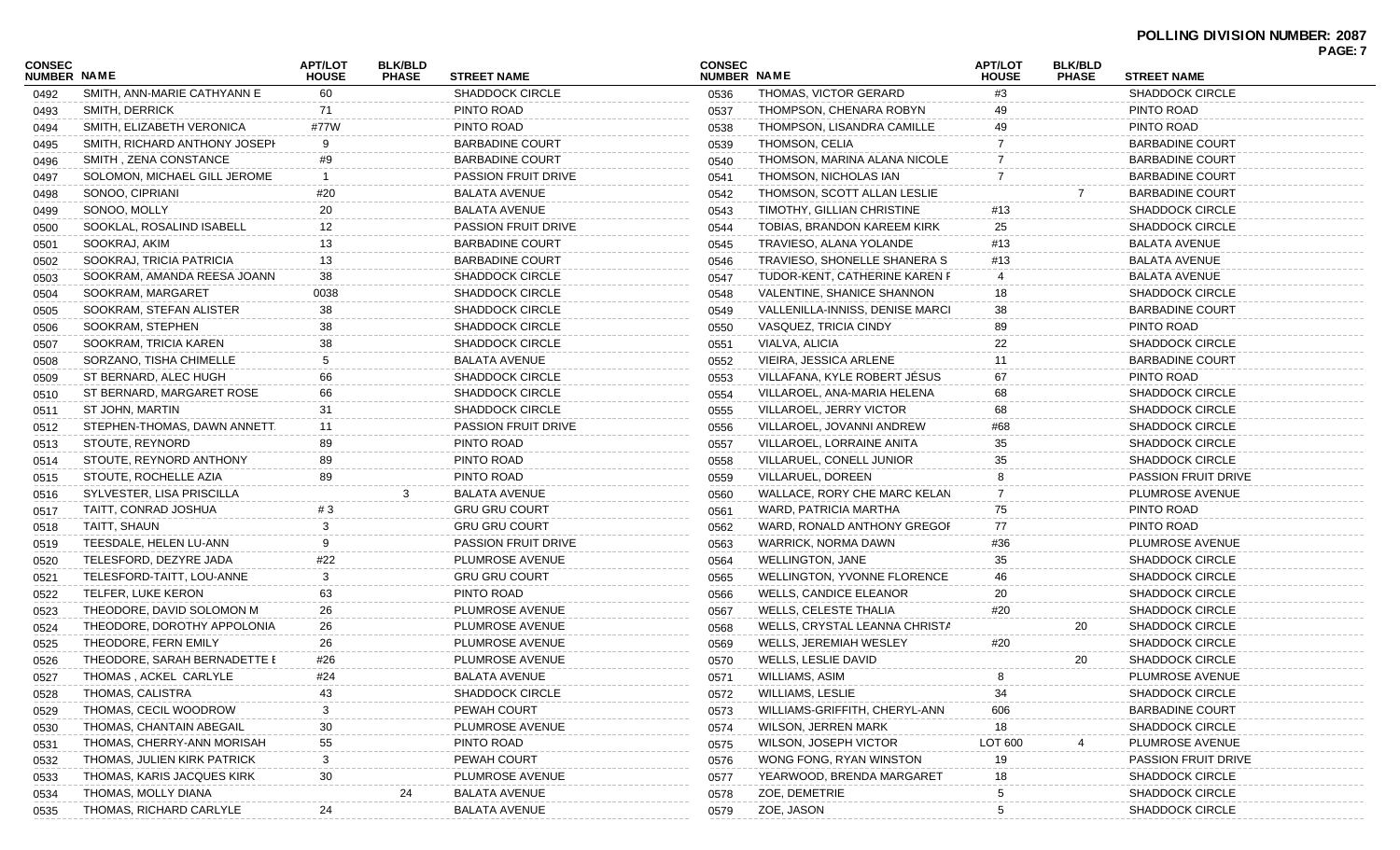**POLLING DIVISION NUMBER: 2087**

| CONSEC NUMBER | NAME | APT/LOT HOUSE | BLK/BLD PHASE | STREET NAME |
|---|---|---|---|---|
| 0492 | SMITH, ANN-MARIE CATHYANN E | 60 | | SHADDOCK CIRCLE |
| 0493 | SMITH, DERRICK | 71 | | PINTO ROAD |
| 0494 | SMITH, ELIZABETH VERONICA | #77W | | PINTO ROAD |
| 0495 | SMITH, RICHARD ANTHONY JOSEPH | 9 | | BARBADINE COURT |
| 0496 | SMITH , ZENA CONSTANCE | #9 | | BARBADINE COURT |
| 0497 | SOLOMON, MICHAEL GILL JEROME | 1 | | PASSION FRUIT DRIVE |
| 0498 | SONOO, CIPRIANI | #20 | | BALATA AVENUE |
| 0499 | SONOO, MOLLY | 20 | | BALATA AVENUE |
| 0500 | SOOKLAL, ROSALIND ISABELL | 12 | | PASSION FRUIT DRIVE |
| 0501 | SOOKRAJ, AKIM | 13 | | BARBADINE COURT |
| 0502 | SOOKRAJ, TRICIA PATRICIA | 13 | | BARBADINE COURT |
| 0503 | SOOKRAM, AMANDA REESA JOANN | 38 | | SHADDOCK CIRCLE |
| 0504 | SOOKRAM, MARGARET | 0038 | | SHADDOCK CIRCLE |
| 0505 | SOOKRAM, STEFAN ALISTER | 38 | | SHADDOCK CIRCLE |
| 0506 | SOOKRAM, STEPHEN | 38 | | SHADDOCK CIRCLE |
| 0507 | SOOKRAM, TRICIA KAREN | 38 | | SHADDOCK CIRCLE |
| 0508 | SORZANO, TISHA CHIMELLE | 5 | | BALATA AVENUE |
| 0509 | ST BERNARD, ALEC HUGH | 66 | | SHADDOCK CIRCLE |
| 0510 | ST BERNARD, MARGARET ROSE | 66 | | SHADDOCK CIRCLE |
| 0511 | ST JOHN, MARTIN | 31 | | SHADDOCK CIRCLE |
| 0512 | STEPHEN-THOMAS, DAWN ANNETT | 11 | | PASSION FRUIT DRIVE |
| 0513 | STOUTE, REYNORD | 89 | | PINTO ROAD |
| 0514 | STOUTE, REYNORD ANTHONY | 89 | | PINTO ROAD |
| 0515 | STOUTE, ROCHELLE AZIA | 89 | | PINTO ROAD |
| 0516 | SYLVESTER, LISA PRISCILLA | | 3 | BALATA AVENUE |
| 0517 | TAITT, CONRAD JOSHUA | # 3 | | GRU GRU COURT |
| 0518 | TAITT, SHAUN | 3 | | GRU GRU COURT |
| 0519 | TEESDALE, HELEN LU-ANN | 9 | | PASSION FRUIT DRIVE |
| 0520 | TELESFORD, DEZYRE JADA | #22 | | PLUMROSE AVENUE |
| 0521 | TELESFORD-TAITT, LOU-ANNE | 3 | | GRU GRU COURT |
| 0522 | TELFER, LUKE KERON | 63 | | PINTO ROAD |
| 0523 | THEODORE, DAVID SOLOMON M | 26 | | PLUMROSE AVENUE |
| 0524 | THEODORE, DOROTHY APPOLONIA | 26 | | PLUMROSE AVENUE |
| 0525 | THEODORE, FERN EMILY | 26 | | PLUMROSE AVENUE |
| 0526 | THEODORE, SARAH BERNADETTE E | #26 | | PLUMROSE AVENUE |
| 0527 | THOMAS , ACKEL CARLYLE | #24 | | BALATA AVENUE |
| 0528 | THOMAS, CALISTRA | 43 | | SHADDOCK CIRCLE |
| 0529 | THOMAS, CECIL WOODROW | 3 | | PEWAH COURT |
| 0530 | THOMAS, CHANTAIN ABEGAIL | 30 | | PLUMROSE AVENUE |
| 0531 | THOMAS, CHERRY-ANN MORISAH | 55 | | PINTO ROAD |
| 0532 | THOMAS, JULIEN KIRK PATRICK | 3 | | PEWAH COURT |
| 0533 | THOMAS, KARIS JACQUES KIRK | 30 | | PLUMROSE AVENUE |
| 0534 | THOMAS, MOLLY DIANA | | 24 | BALATA AVENUE |
| 0535 | THOMAS, RICHARD CARLYLE | 24 | | BALATA AVENUE |
| 0536 | THOMAS, VICTOR GERARD | #3 | | SHADDOCK CIRCLE |
| 0537 | THOMPSON, CHENARA ROBYN | 49 | | PINTO ROAD |
| 0538 | THOMPSON, LISANDRA CAMILLE | 49 | | PINTO ROAD |
| 0539 | THOMSON, CELIA | 7 | | BARBADINE COURT |
| 0540 | THOMSON, MARINA ALANA NICOLE | 7 | | BARBADINE COURT |
| 0541 | THOMSON, NICHOLAS IAN | 7 | | BARBADINE COURT |
| 0542 | THOMSON, SCOTT ALLAN LESLIE | | 7 | BARBADINE COURT |
| 0543 | TIMOTHY, GILLIAN CHRISTINE | #13 | | SHADDOCK CIRCLE |
| 0544 | TOBIAS, BRANDON KAREEM KIRK | 25 | | SHADDOCK CIRCLE |
| 0545 | TRAVIESO, ALANA YOLANDE | #13 | | BALATA AVENUE |
| 0546 | TRAVIESO, SHONELLE SHANERA S | #13 | | BALATA AVENUE |
| 0547 | TUDOR-KENT, CATHERINE KAREN F | 4 | | BALATA AVENUE |
| 0548 | VALENTINE, SHANICE SHANNON | 18 | | SHADDOCK CIRCLE |
| 0549 | VALLENILLA-INNISS, DENISE MARCI | 38 | | BARBADINE COURT |
| 0550 | VASQUEZ, TRICIA CINDY | 89 | | PINTO ROAD |
| 0551 | VIALVA, ALICIA | 22 | | SHADDOCK CIRCLE |
| 0552 | VIEIRA, JESSICA ARLENE | 11 | | BARBADINE COURT |
| 0553 | VILLAFANA, KYLE ROBERT JÉSUS | 67 | | PINTO ROAD |
| 0554 | VILLAROEL, ANA-MARIA HELENA | 68 | | SHADDOCK CIRCLE |
| 0555 | VILLAROEL, JERRY VICTOR | 68 | | SHADDOCK CIRCLE |
| 0556 | VILLAROEL, JOVANNI ANDREW | #68 | | SHADDOCK CIRCLE |
| 0557 | VILLAROEL, LORRAINE ANITA | 35 | | SHADDOCK CIRCLE |
| 0558 | VILLARUEL, CONELL JUNIOR | 35 | | SHADDOCK CIRCLE |
| 0559 | VILLARUEL, DOREEN | 8 | | PASSION FRUIT DRIVE |
| 0560 | WALLACE, RORY CHE MARC KELAN | 7 | | PLUMROSE AVENUE |
| 0561 | WARD, PATRICIA MARTHA | 75 | | PINTO ROAD |
| 0562 | WARD, RONALD ANTHONY GREGOI | 77 | | PINTO ROAD |
| 0563 | WARRICK, NORMA DAWN | #36 | | PLUMROSE AVENUE |
| 0564 | WELLINGTON, JANE | 35 | | SHADDOCK CIRCLE |
| 0565 | WELLINGTON, YVONNE FLORENCE | 46 | | SHADDOCK CIRCLE |
| 0566 | WELLS, CANDICE ELEANOR | 20 | | SHADDOCK CIRCLE |
| 0567 | WELLS, CELESTE THALIA | #20 | | SHADDOCK CIRCLE |
| 0568 | WELLS, CRYSTAL LEANNA CHRISTA | | 20 | SHADDOCK CIRCLE |
| 0569 | WELLS, JEREMIAH WESLEY | #20 | | SHADDOCK CIRCLE |
| 0570 | WELLS, LESLIE DAVID | | 20 | SHADDOCK CIRCLE |
| 0571 | WILLIAMS, ASIM | 8 | | PLUMROSE AVENUE |
| 0572 | WILLIAMS, LESLIE | 34 | | SHADDOCK CIRCLE |
| 0573 | WILLIAMS-GRIFFITH, CHERYL-ANN | 606 | | BARBADINE COURT |
| 0574 | WILSON, JERREN MARK | 18 | | SHADDOCK CIRCLE |
| 0575 | WILSON, JOSEPH VICTOR | LOT 600 | 4 | PLUMROSE AVENUE |
| 0576 | WONG FONG, RYAN WINSTON | 19 | | PASSION FRUIT DRIVE |
| 0577 | YEARWOOD, BRENDA MARGARET | 18 | | SHADDOCK CIRCLE |
| 0578 | ZOE, DEMETRIE | 5 | | SHADDOCK CIRCLE |
| 0579 | ZOE, JASON | 5 | | SHADDOCK CIRCLE |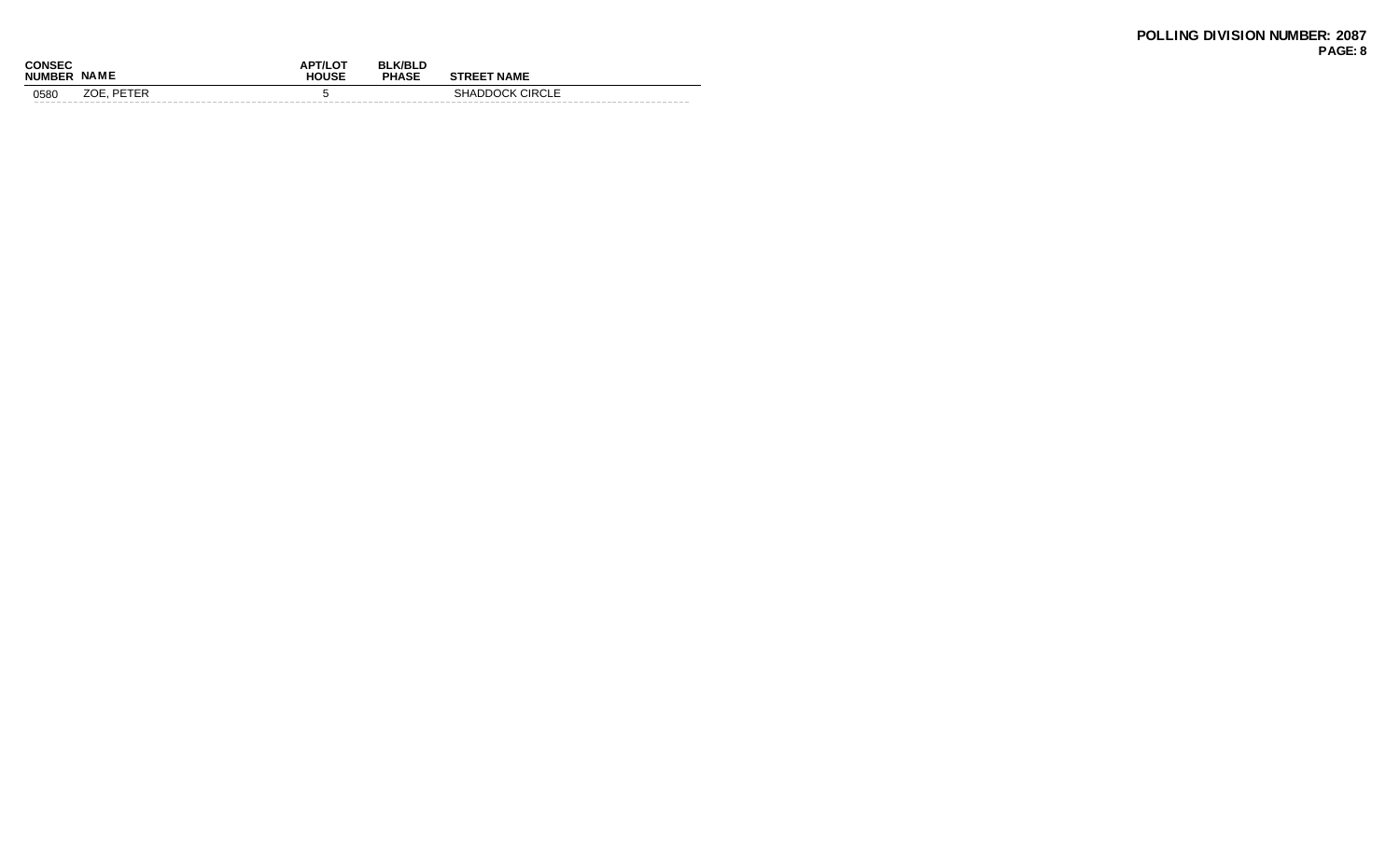**POLLING DIVISION NUMBER: 2087**

| CONSEC NUMBER | NAME | APT/LOT HOUSE | BLK/BLD PHASE | STREET NAME |
|---|---|---|---|---|
| 0580 | ZOE, PETER | 5 | | SHADDOCK CIRCLE |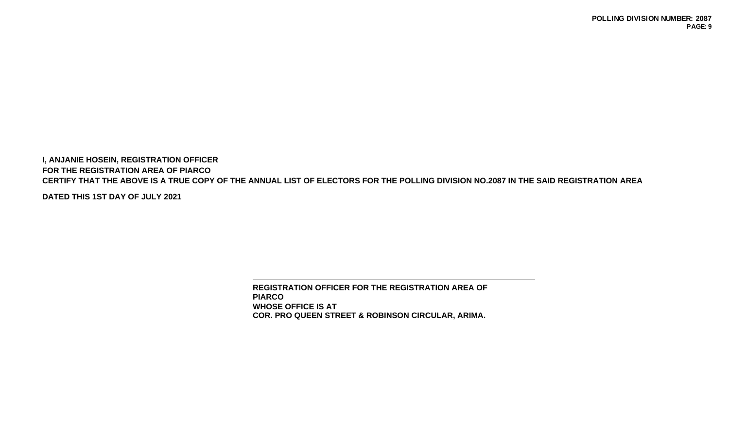**I, ANJANIE HOSEIN, REGISTRATION OFFICER**
**FOR THE REGISTRATION AREA OF PIARCO**
**CERTIFY THAT THE ABOVE IS A TRUE COPY OF THE ANNUAL LIST OF ELECTORS FOR THE POLLING DIVISION NO.2087 IN THE SAID REGISTRATION AREA**

**DATED THIS 1ST DAY OF JULY 2021**

---

**REGISTRATION OFFICER FOR THE REGISTRATION AREA OF PIARCO**
**WHOSE OFFICE IS AT**
**COR. PRO QUEEN STREET & ROBINSON CIRCULAR, ARIMA.**